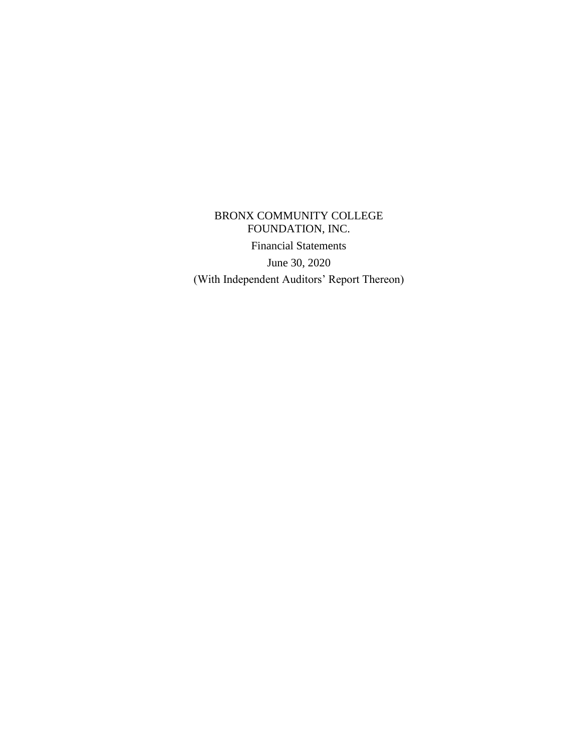# BRONX COMMUNITY COLLEGE FOUNDATION, INC.

Financial Statements

June 30, 2020

(With Independent Auditors' Report Thereon)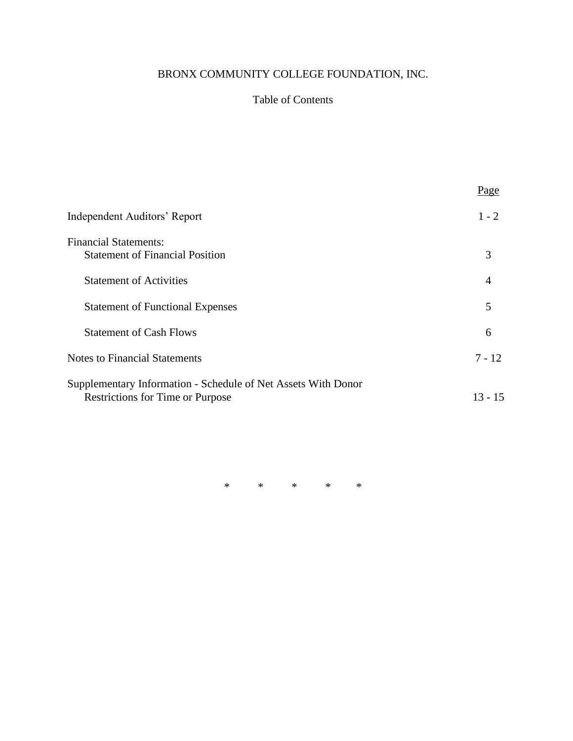# BRONX COMMUNITY COLLEGE FOUNDATION, INC.

## Table of Contents

| | Page |
|---|---|
| Independent Auditors' Report | 1 - 2 |
| Financial Statements: | |
| Statement of Financial Position | 3 |
| Statement of Activities | 4 |
| Statement of Functional Expenses | 5 |
| Statement of Cash Flows | 6 |
| Notes to Financial Statements | 7 - 12 |
| Supplementary Information - Schedule of Net Assets With Donor Restrictions for Time or Purpose | 13 - 15 |

\* \* \* \* \*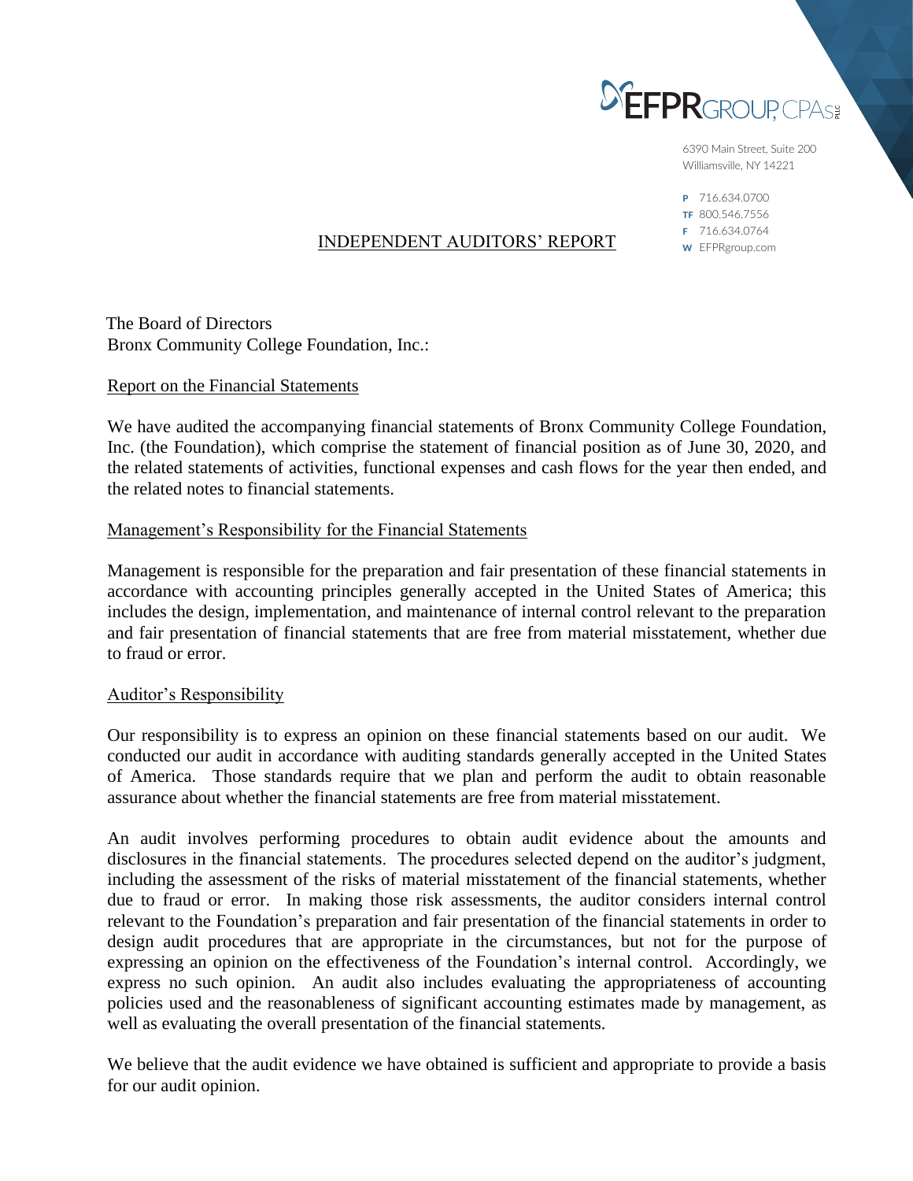EFPRGROUP, CPAs PLLC

6390 Main Street, Suite 200
Williamsville, NY 14221

P 716.634.0700
TF 800.546.7556
F 716.634.0764
W EFPRgroup.com

# INDEPENDENT AUDITORS' REPORT

The Board of Directors
Bronx Community College Foundation, Inc.:

## Report on the Financial Statements

We have audited the accompanying financial statements of Bronx Community College Foundation, Inc. (the Foundation), which comprise the statement of financial position as of June 30, 2020, and the related statements of activities, functional expenses and cash flows for the year then ended, and the related notes to financial statements.

## Management's Responsibility for the Financial Statements

Management is responsible for the preparation and fair presentation of these financial statements in accordance with accounting principles generally accepted in the United States of America; this includes the design, implementation, and maintenance of internal control relevant to the preparation and fair presentation of financial statements that are free from material misstatement, whether due to fraud or error.

## Auditor's Responsibility

Our responsibility is to express an opinion on these financial statements based on our audit. We conducted our audit in accordance with auditing standards generally accepted in the United States of America. Those standards require that we plan and perform the audit to obtain reasonable assurance about whether the financial statements are free from material misstatement.

An audit involves performing procedures to obtain audit evidence about the amounts and disclosures in the financial statements. The procedures selected depend on the auditor's judgment, including the assessment of the risks of material misstatement of the financial statements, whether due to fraud or error. In making those risk assessments, the auditor considers internal control relevant to the Foundation's preparation and fair presentation of the financial statements in order to design audit procedures that are appropriate in the circumstances, but not for the purpose of expressing an opinion on the effectiveness of the Foundation's internal control. Accordingly, we express no such opinion. An audit also includes evaluating the appropriateness of accounting policies used and the reasonableness of significant accounting estimates made by management, as well as evaluating the overall presentation of the financial statements.

We believe that the audit evidence we have obtained is sufficient and appropriate to provide a basis for our audit opinion.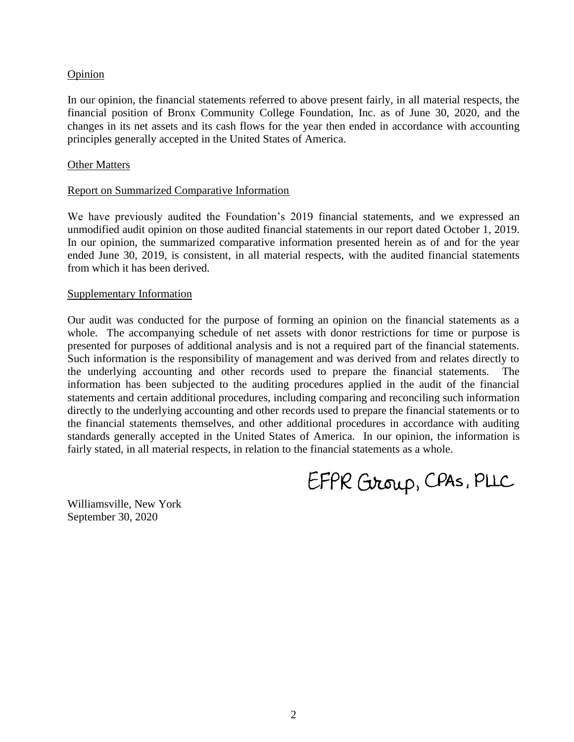Opinion

In our opinion, the financial statements referred to above present fairly, in all material respects, the financial position of Bronx Community College Foundation, Inc. as of June 30, 2020, and the changes in its net assets and its cash flows for the year then ended in accordance with accounting principles generally accepted in the United States of America.

Other Matters

Report on Summarized Comparative Information

We have previously audited the Foundation's 2019 financial statements, and we expressed an unmodified audit opinion on those audited financial statements in our report dated October 1, 2019. In our opinion, the summarized comparative information presented herein as of and for the year ended June 30, 2019, is consistent, in all material respects, with the audited financial statements from which it has been derived.

Supplementary Information

Our audit was conducted for the purpose of forming an opinion on the financial statements as a whole. The accompanying schedule of net assets with donor restrictions for time or purpose is presented for purposes of additional analysis and is not a required part of the financial statements. Such information is the responsibility of management and was derived from and relates directly to the underlying accounting and other records used to prepare the financial statements. The information has been subjected to the auditing procedures applied in the audit of the financial statements and certain additional procedures, including comparing and reconciling such information directly to the underlying accounting and other records used to prepare the financial statements or to the financial statements themselves, and other additional procedures in accordance with auditing standards generally accepted in the United States of America. In our opinion, the information is fairly stated, in all material respects, in relation to the financial statements as a whole.

EFPR Group, CPAs, PLLC

Williamsville, New York
September 30, 2020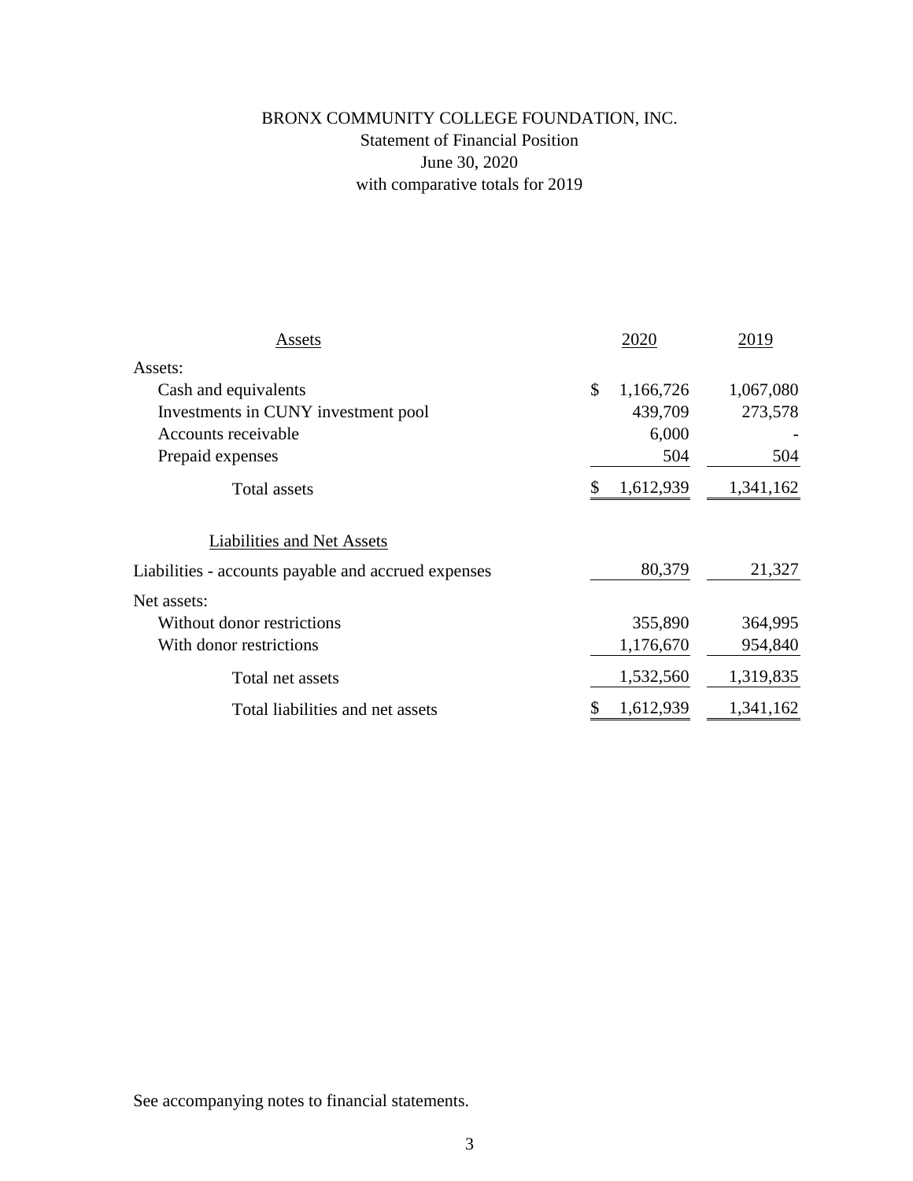# BRONX COMMUNITY COLLEGE FOUNDATION, INC.

## Statement of Financial Position

June 30, 2020

with comparative totals for 2019

| Assets | 2020 | 2019 |
|---|---|---|
| Assets: | | |
| Cash and equivalents | $ 1,166,726 | 1,067,080 |
| Investments in CUNY investment pool | 439,709 | 273,578 |
| Accounts receivable | 6,000 | - |
| Prepaid expenses | 504 | 504 |
| Total assets | $ 1,612,939 | 1,341,162 |
| **Liabilities and Net Assets** | | |
| Liabilities - accounts payable and accrued expenses | 80,379 | 21,327 |
| Net assets: | | |
| Without donor restrictions | 355,890 | 364,995 |
| With donor restrictions | 1,176,670 | 954,840 |
| Total net assets | 1,532,560 | 1,319,835 |
| Total liabilities and net assets | $ 1,612,939 | 1,341,162 |

See accompanying notes to financial statements.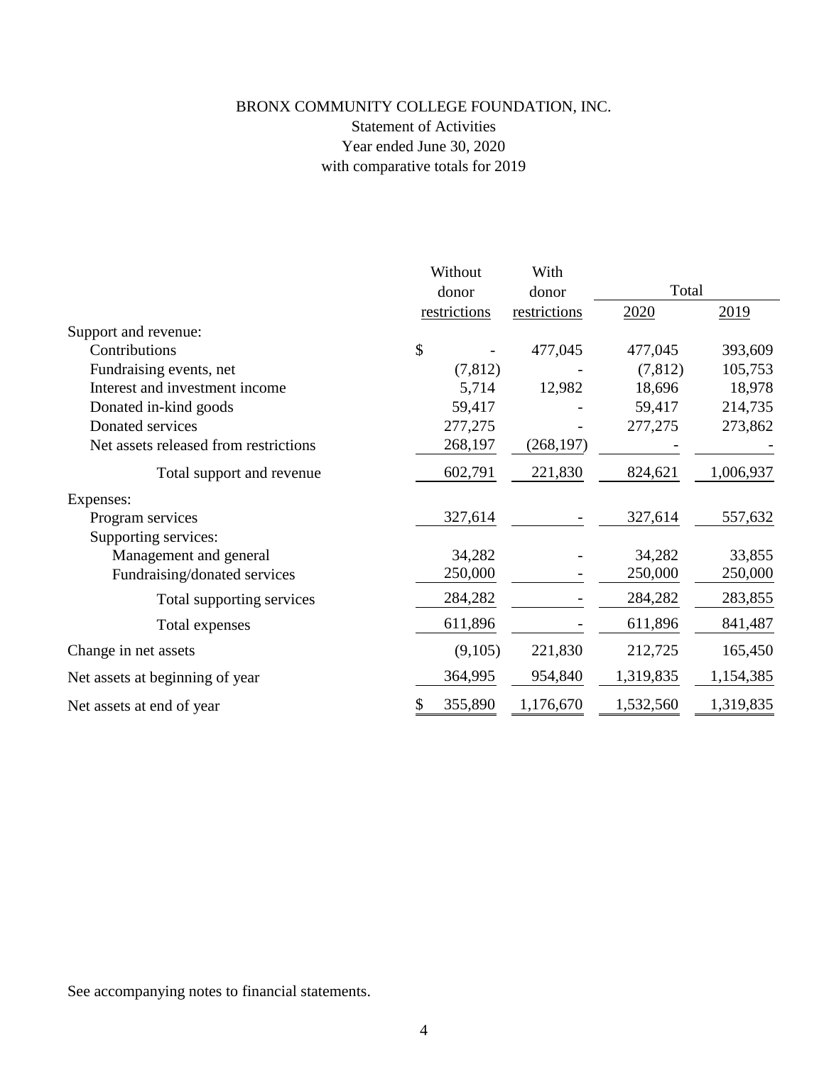BRONX COMMUNITY COLLEGE FOUNDATION, INC.
Statement of Activities
Year ended June 30, 2020
with comparative totals for 2019

| | Without donor restrictions | With donor restrictions | Total 2020 | Total 2019 |
|---|---|---|---|---|
| Support and revenue: | | | | |
| Contributions | $ - | 477,045 | 477,045 | 393,609 |
| Fundraising events, net | (7,812) | - | (7,812) | 105,753 |
| Interest and investment income | 5,714 | 12,982 | 18,696 | 18,978 |
| Donated in-kind goods | 59,417 | - | 59,417 | 214,735 |
| Donated services | 277,275 | - | 277,275 | 273,862 |
| Net assets released from restrictions | 268,197 | (268,197) | - | - |
| Total support and revenue | 602,791 | 221,830 | 824,621 | 1,006,937 |
| Expenses: | | | | |
| Program services | 327,614 | - | 327,614 | 557,632 |
| Supporting services: | | | | |
| Management and general | 34,282 | - | 34,282 | 33,855 |
| Fundraising/donated services | 250,000 | - | 250,000 | 250,000 |
| Total supporting services | 284,282 | - | 284,282 | 283,855 |
| Total expenses | 611,896 | - | 611,896 | 841,487 |
| Change in net assets | (9,105) | 221,830 | 212,725 | 165,450 |
| Net assets at beginning of year | 364,995 | 954,840 | 1,319,835 | 1,154,385 |
| Net assets at end of year | $ 355,890 | 1,176,670 | 1,532,560 | 1,319,835 |

See accompanying notes to financial statements.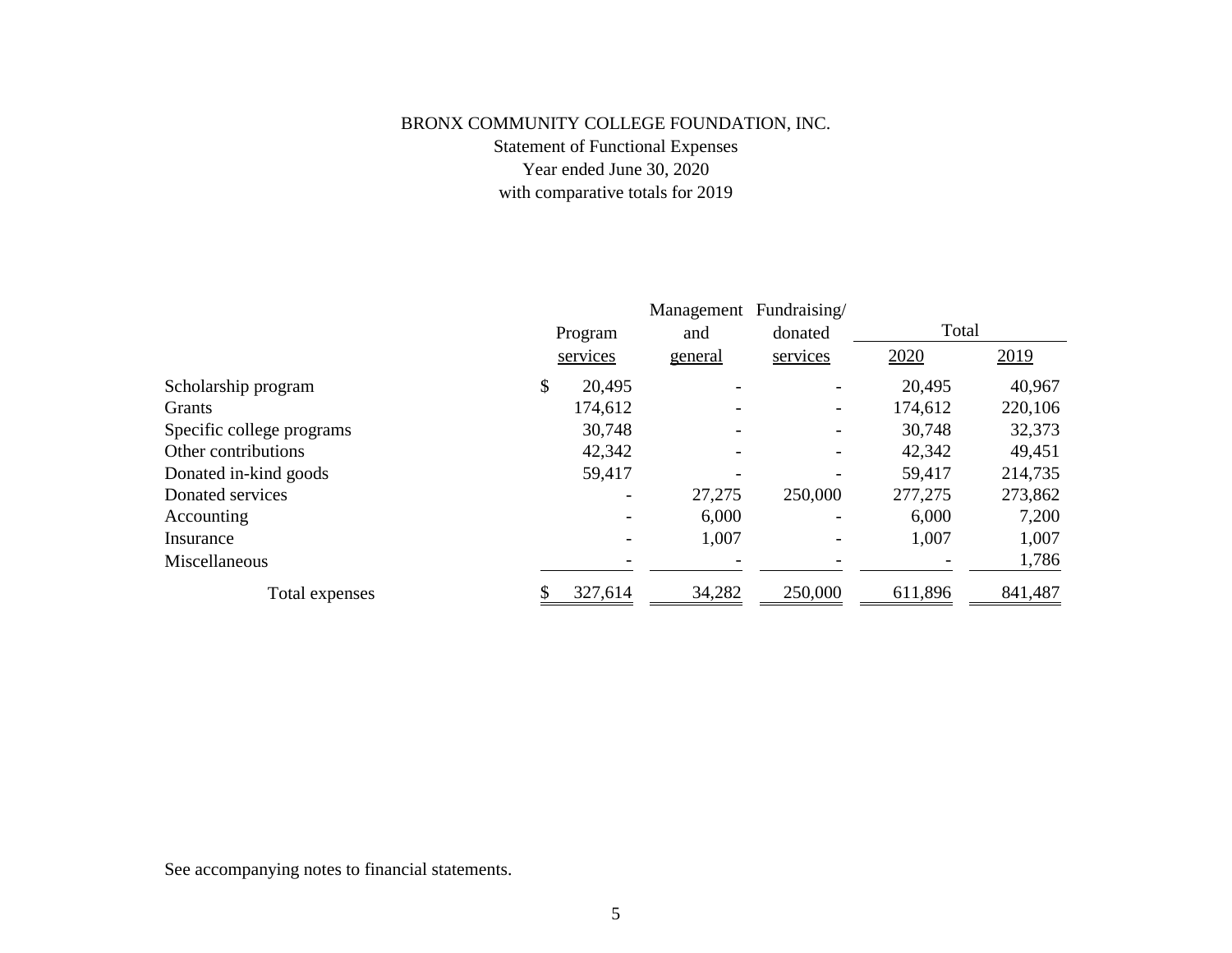BRONX COMMUNITY COLLEGE FOUNDATION, INC.

Statement of Functional Expenses

Year ended June 30, 2020

with comparative totals for 2019

| | Program services | Management and general | Fundraising/ donated services | Total 2020 | Total 2019 |
|---|---|---|---|---|---|
| Scholarship program | $ 20,495 | - | - | 20,495 | 40,967 |
| Grants | 174,612 | - | - | 174,612 | 220,106 |
| Specific college programs | 30,748 | - | - | 30,748 | 32,373 |
| Other contributions | 42,342 | - | - | 42,342 | 49,451 |
| Donated in-kind goods | 59,417 | - | - | 59,417 | 214,735 |
| Donated services | - | 27,275 | 250,000 | 277,275 | 273,862 |
| Accounting | - | 6,000 | - | 6,000 | 7,200 |
| Insurance | - | 1,007 | - | 1,007 | 1,007 |
| Miscellaneous | - | - | - | - | 1,786 |
| Total expenses | $ 327,614 | 34,282 | 250,000 | 611,896 | 841,487 |

See accompanying notes to financial statements.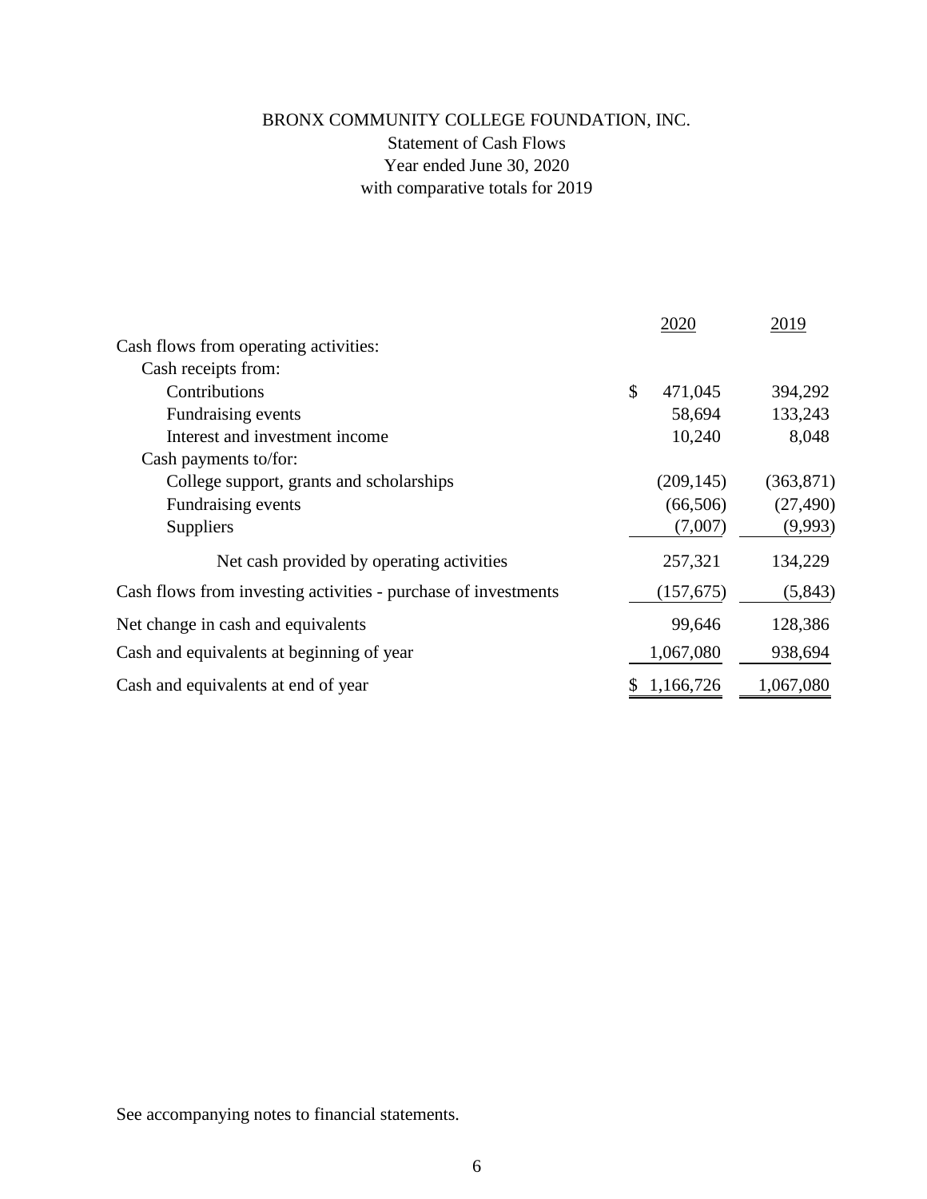# BRONX COMMUNITY COLLEGE FOUNDATION, INC.

Statement of Cash Flows

Year ended June 30, 2020

with comparative totals for 2019

| | 2020 | 2019 |
|---|---|---|
| Cash flows from operating activities: | | |
| Cash receipts from: | | |
| Contributions | $ 471,045 | 394,292 |
| Fundraising events | 58,694 | 133,243 |
| Interest and investment income | 10,240 | 8,048 |
| Cash payments to/for: | | |
| College support, grants and scholarships | (209,145) | (363,871) |
| Fundraising events | (66,506) | (27,490) |
| Suppliers | (7,007) | (9,993) |
| Net cash provided by operating activities | 257,321 | 134,229 |
| Cash flows from investing activities - purchase of investments | (157,675) | (5,843) |
| Net change in cash and equivalents | 99,646 | 128,386 |
| Cash and equivalents at beginning of year | 1,067,080 | 938,694 |
| Cash and equivalents at end of year | $ 1,166,726 | 1,067,080 |

See accompanying notes to financial statements.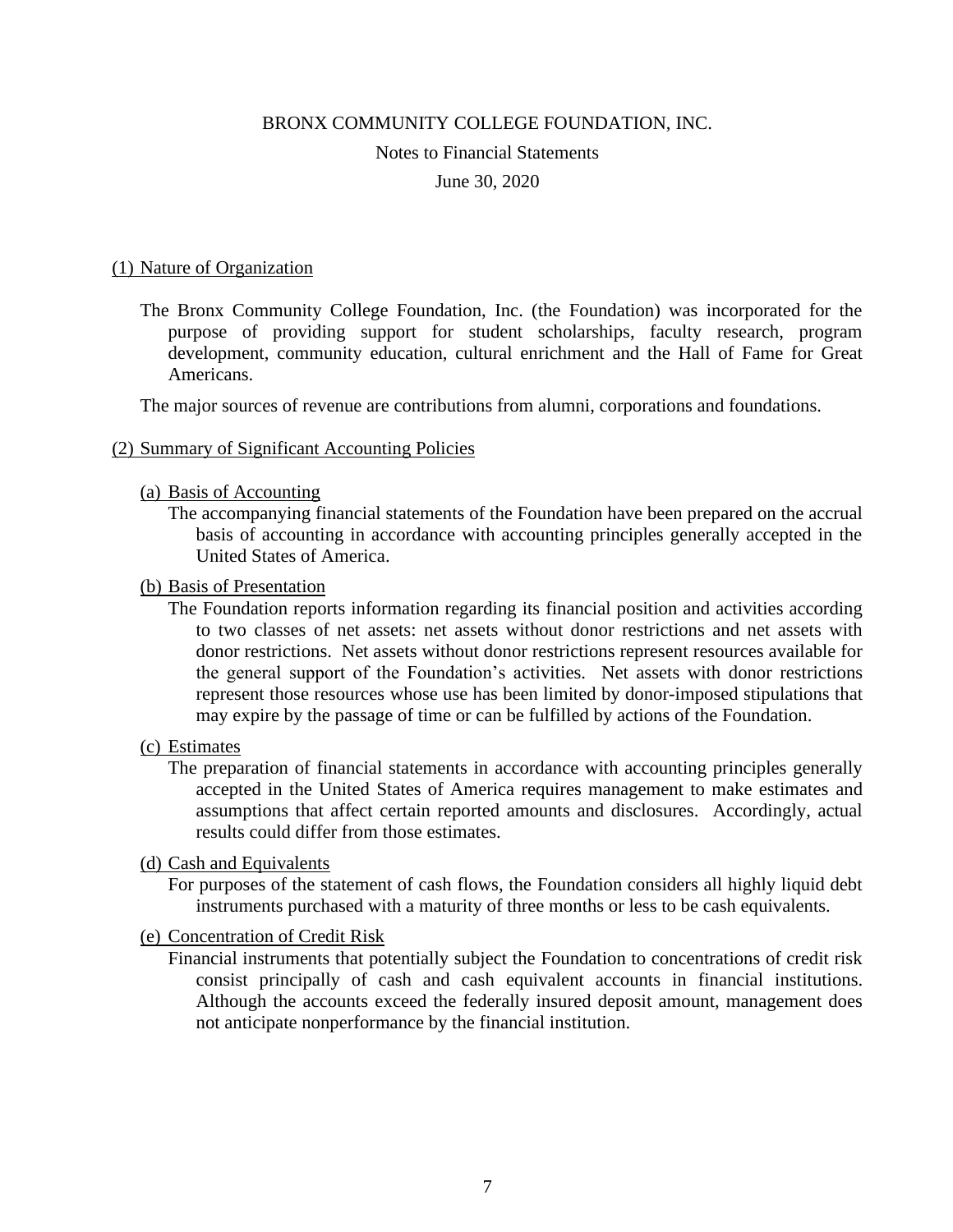BRONX COMMUNITY COLLEGE FOUNDATION, INC.

Notes to Financial Statements

June 30, 2020

## (1) Nature of Organization

The Bronx Community College Foundation, Inc. (the Foundation) was incorporated for the purpose of providing support for student scholarships, faculty research, program development, community education, cultural enrichment and the Hall of Fame for Great Americans.

The major sources of revenue are contributions from alumni, corporations and foundations.

## (2) Summary of Significant Accounting Policies

### (a) Basis of Accounting

The accompanying financial statements of the Foundation have been prepared on the accrual basis of accounting in accordance with accounting principles generally accepted in the United States of America.

### (b) Basis of Presentation

The Foundation reports information regarding its financial position and activities according to two classes of net assets: net assets without donor restrictions and net assets with donor restrictions. Net assets without donor restrictions represent resources available for the general support of the Foundation's activities. Net assets with donor restrictions represent those resources whose use has been limited by donor-imposed stipulations that may expire by the passage of time or can be fulfilled by actions of the Foundation.

### (c) Estimates

The preparation of financial statements in accordance with accounting principles generally accepted in the United States of America requires management to make estimates and assumptions that affect certain reported amounts and disclosures. Accordingly, actual results could differ from those estimates.

### (d) Cash and Equivalents

For purposes of the statement of cash flows, the Foundation considers all highly liquid debt instruments purchased with a maturity of three months or less to be cash equivalents.

### (e) Concentration of Credit Risk

Financial instruments that potentially subject the Foundation to concentrations of credit risk consist principally of cash and cash equivalent accounts in financial institutions. Although the accounts exceed the federally insured deposit amount, management does not anticipate nonperformance by the financial institution.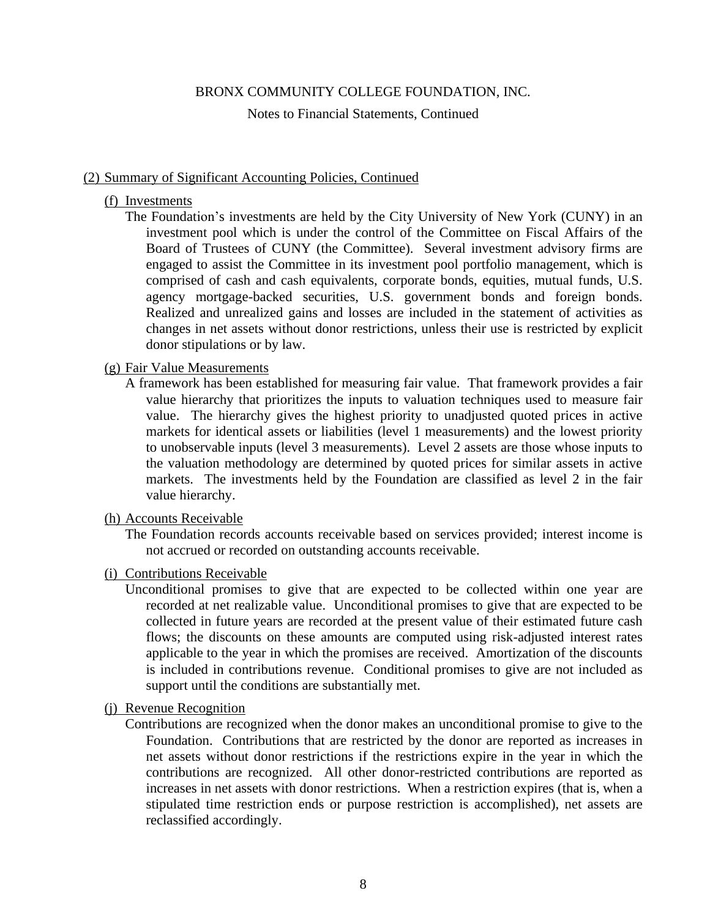# BRONX COMMUNITY COLLEGE FOUNDATION, INC.

Notes to Financial Statements, Continued

## (2) Summary of Significant Accounting Policies, Continued

### (f) Investments

The Foundation's investments are held by the City University of New York (CUNY) in an investment pool which is under the control of the Committee on Fiscal Affairs of the Board of Trustees of CUNY (the Committee). Several investment advisory firms are engaged to assist the Committee in its investment pool portfolio management, which is comprised of cash and cash equivalents, corporate bonds, equities, mutual funds, U.S. agency mortgage-backed securities, U.S. government bonds and foreign bonds. Realized and unrealized gains and losses are included in the statement of activities as changes in net assets without donor restrictions, unless their use is restricted by explicit donor stipulations or by law.

### (g) Fair Value Measurements

A framework has been established for measuring fair value. That framework provides a fair value hierarchy that prioritizes the inputs to valuation techniques used to measure fair value. The hierarchy gives the highest priority to unadjusted quoted prices in active markets for identical assets or liabilities (level 1 measurements) and the lowest priority to unobservable inputs (level 3 measurements). Level 2 assets are those whose inputs to the valuation methodology are determined by quoted prices for similar assets in active markets. The investments held by the Foundation are classified as level 2 in the fair value hierarchy.

### (h) Accounts Receivable

The Foundation records accounts receivable based on services provided; interest income is not accrued or recorded on outstanding accounts receivable.

### (i) Contributions Receivable

Unconditional promises to give that are expected to be collected within one year are recorded at net realizable value. Unconditional promises to give that are expected to be collected in future years are recorded at the present value of their estimated future cash flows; the discounts on these amounts are computed using risk-adjusted interest rates applicable to the year in which the promises are received. Amortization of the discounts is included in contributions revenue. Conditional promises to give are not included as support until the conditions are substantially met.

### (j) Revenue Recognition

Contributions are recognized when the donor makes an unconditional promise to give to the Foundation. Contributions that are restricted by the donor are reported as increases in net assets without donor restrictions if the restrictions expire in the year in which the contributions are recognized. All other donor-restricted contributions are reported as increases in net assets with donor restrictions. When a restriction expires (that is, when a stipulated time restriction ends or purpose restriction is accomplished), net assets are reclassified accordingly.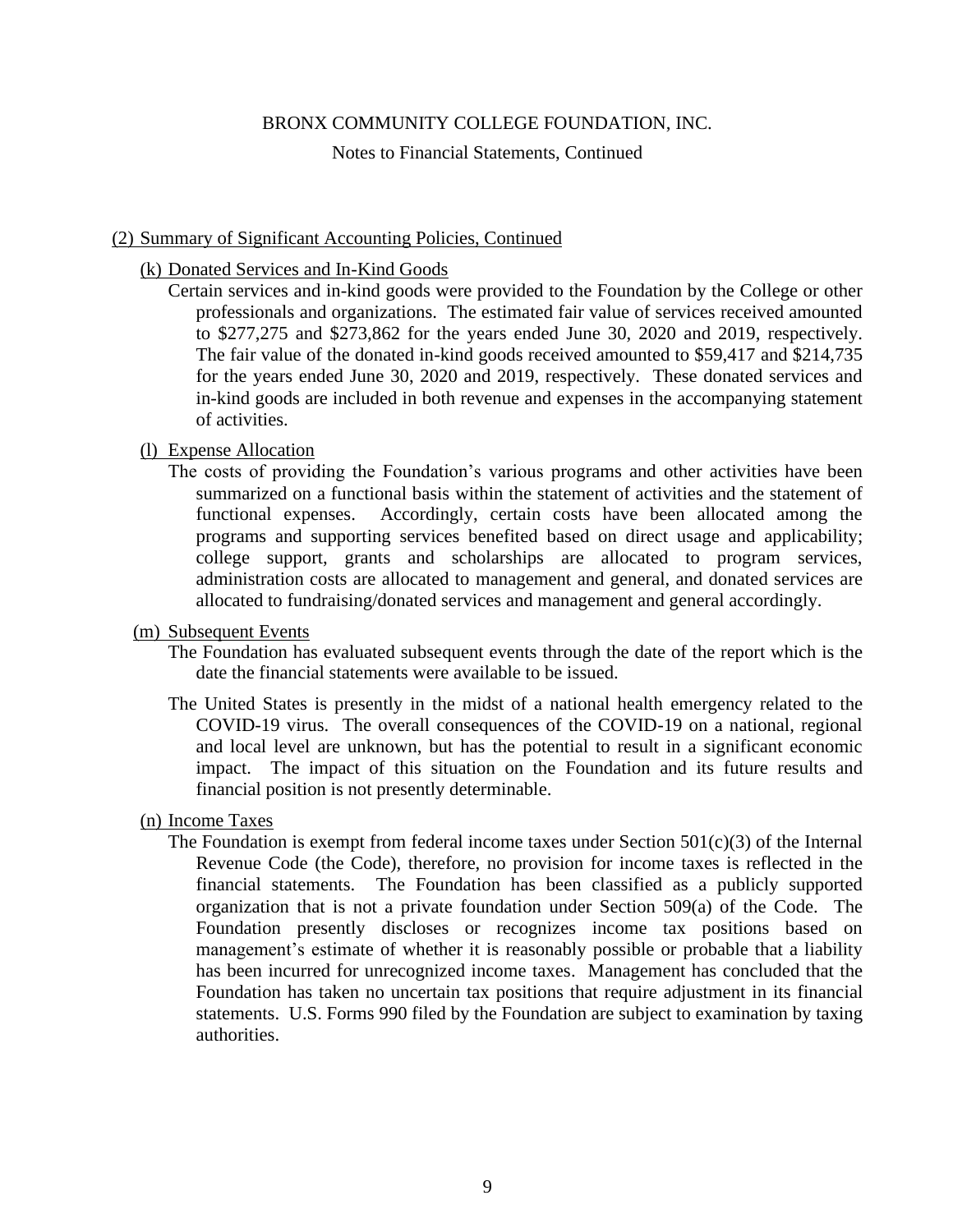## (2) Summary of Significant Accounting Policies, Continued

### (k) Donated Services and In-Kind Goods

Certain services and in-kind goods were provided to the Foundation by the College or other professionals and organizations. The estimated fair value of services received amounted to $277,275 and $273,862 for the years ended June 30, 2020 and 2019, respectively. The fair value of the donated in-kind goods received amounted to $59,417 and $214,735 for the years ended June 30, 2020 and 2019, respectively. These donated services and in-kind goods are included in both revenue and expenses in the accompanying statement of activities.

### (l) Expense Allocation

The costs of providing the Foundation's various programs and other activities have been summarized on a functional basis within the statement of activities and the statement of functional expenses. Accordingly, certain costs have been allocated among the programs and supporting services benefited based on direct usage and applicability; college support, grants and scholarships are allocated to program services, administration costs are allocated to management and general, and donated services are allocated to fundraising/donated services and management and general accordingly.

### (m) Subsequent Events

The Foundation has evaluated subsequent events through the date of the report which is the date the financial statements were available to be issued.

The United States is presently in the midst of a national health emergency related to the COVID-19 virus. The overall consequences of the COVID-19 on a national, regional and local level are unknown, but has the potential to result in a significant economic impact. The impact of this situation on the Foundation and its future results and financial position is not presently determinable.

### (n) Income Taxes

The Foundation is exempt from federal income taxes under Section 501(c)(3) of the Internal Revenue Code (the Code), therefore, no provision for income taxes is reflected in the financial statements. The Foundation has been classified as a publicly supported organization that is not a private foundation under Section 509(a) of the Code. The Foundation presently discloses or recognizes income tax positions based on management's estimate of whether it is reasonably possible or probable that a liability has been incurred for unrecognized income taxes. Management has concluded that the Foundation has taken no uncertain tax positions that require adjustment in its financial statements. U.S. Forms 990 filed by the Foundation are subject to examination by taxing authorities.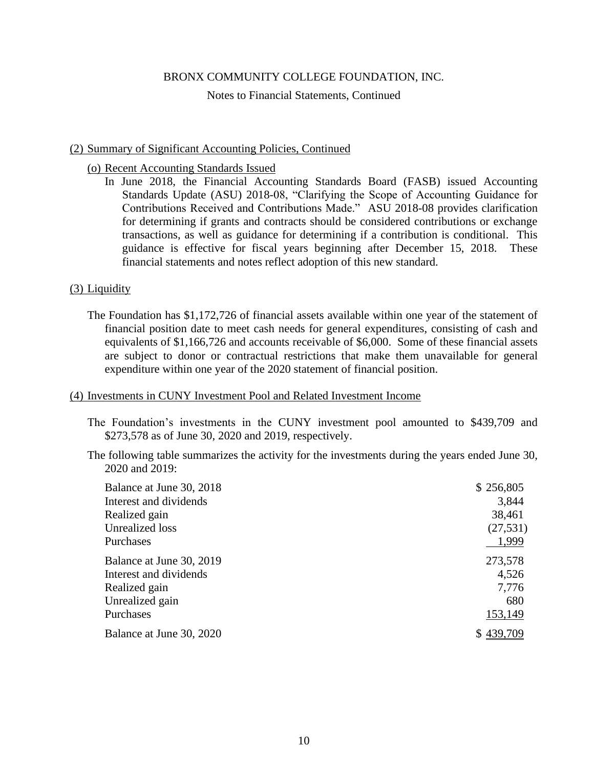BRONX COMMUNITY COLLEGE FOUNDATION, INC.

Notes to Financial Statements, Continued

## (2) Summary of Significant Accounting Policies, Continued

### (o) Recent Accounting Standards Issued

In June 2018, the Financial Accounting Standards Board (FASB) issued Accounting Standards Update (ASU) 2018-08, "Clarifying the Scope of Accounting Guidance for Contributions Received and Contributions Made." ASU 2018-08 provides clarification for determining if grants and contracts should be considered contributions or exchange transactions, as well as guidance for determining if a contribution is conditional. This guidance is effective for fiscal years beginning after December 15, 2018. These financial statements and notes reflect adoption of this new standard.

## (3) Liquidity

The Foundation has $1,172,726 of financial assets available within one year of the statement of financial position date to meet cash needs for general expenditures, consisting of cash and equivalents of $1,166,726 and accounts receivable of $6,000. Some of these financial assets are subject to donor or contractual restrictions that make them unavailable for general expenditure within one year of the 2020 statement of financial position.

## (4) Investments in CUNY Investment Pool and Related Investment Income

The Foundation's investments in the CUNY investment pool amounted to $439,709 and $273,578 as of June 30, 2020 and 2019, respectively.

The following table summarizes the activity for the investments during the years ended June 30, 2020 and 2019:

| | |
|---|---|
| Balance at June 30, 2018 | $ 256,805 |
| Interest and dividends | 3,844 |
| Realized gain | 38,461 |
| Unrealized loss | (27,531) |
| Purchases | 1,999 |
| Balance at June 30, 2019 | 273,578 |
| Interest and dividends | 4,526 |
| Realized gain | 7,776 |
| Unrealized gain | 680 |
| Purchases | 153,149 |
| Balance at June 30, 2020 | $ 439,709 |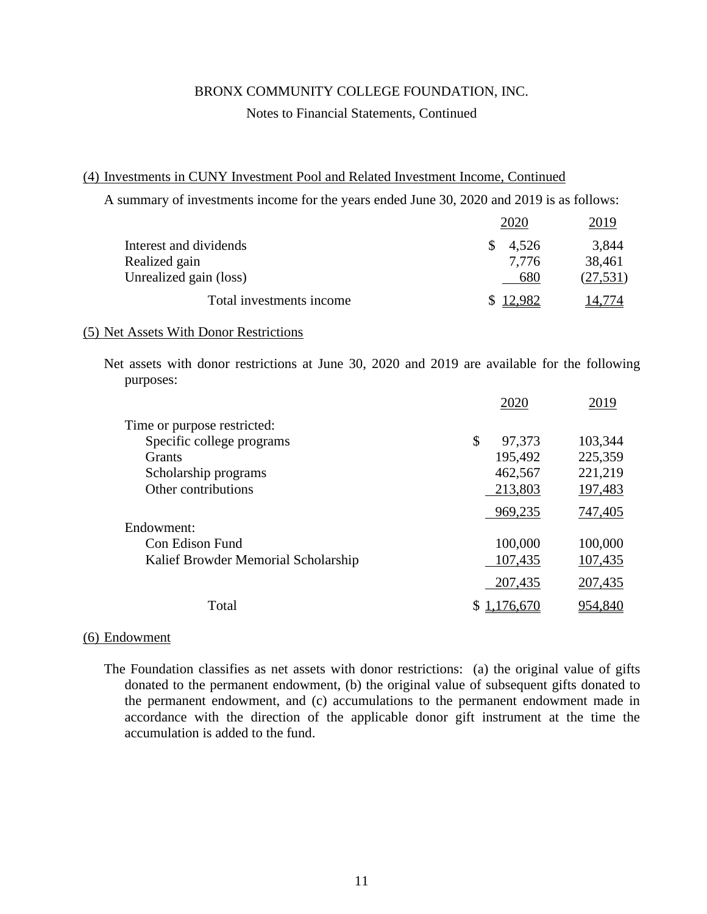BRONX COMMUNITY COLLEGE FOUNDATION, INC.

Notes to Financial Statements, Continued

## (4) Investments in CUNY Investment Pool and Related Investment Income, Continued

A summary of investments income for the years ended June 30, 2020 and 2019 is as follows:

| | 2020 | 2019 |
|---|---|---|
| Interest and dividends | $ 4,526 | 3,844 |
| Realized gain | 7,776 | 38,461 |
| Unrealized gain (loss) | 680 | (27,531) |
| Total investments income | $ 12,982 | 14,774 |

## (5) Net Assets With Donor Restrictions

Net assets with donor restrictions at June 30, 2020 and 2019 are available for the following purposes:

| | 2020 | 2019 |
|---|---|---|
| Time or purpose restricted: | | |
| Specific college programs | $ 97,373 | 103,344 |
| Grants | 195,492 | 225,359 |
| Scholarship programs | 462,567 | 221,219 |
| Other contributions | 213,803 | 197,483 |
| | 969,235 | 747,405 |
| Endowment: | | |
| Con Edison Fund | 100,000 | 100,000 |
| Kalief Browder Memorial Scholarship | 107,435 | 107,435 |
| | 207,435 | 207,435 |
| Total | $ 1,176,670 | 954,840 |

## (6) Endowment

The Foundation classifies as net assets with donor restrictions: (a) the original value of gifts donated to the permanent endowment, (b) the original value of subsequent gifts donated to the permanent endowment, and (c) accumulations to the permanent endowment made in accordance with the direction of the applicable donor gift instrument at the time the accumulation is added to the fund.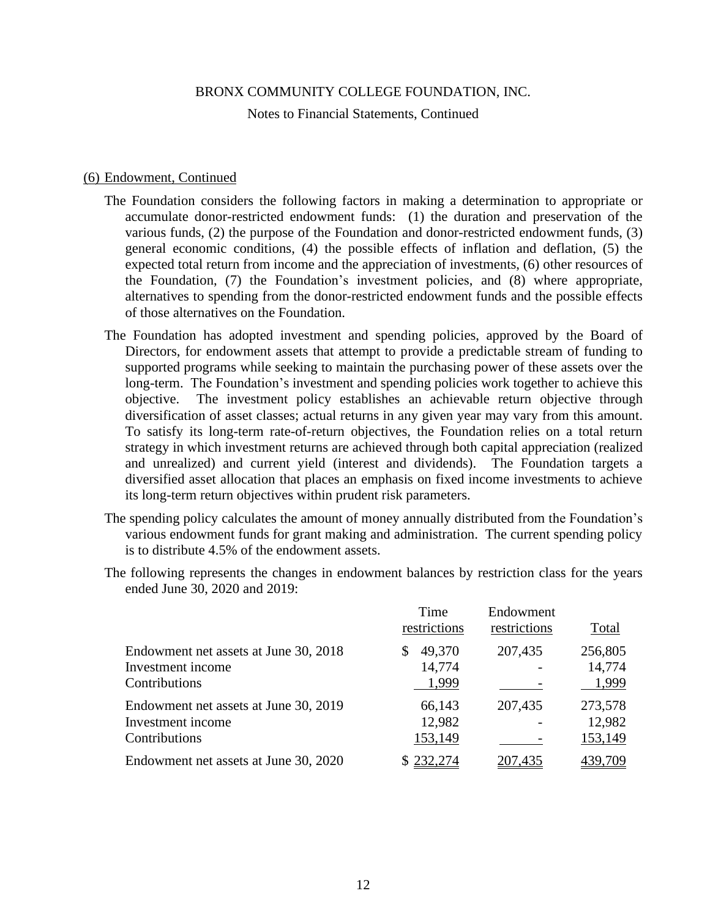BRONX COMMUNITY COLLEGE FOUNDATION, INC.

Notes to Financial Statements, Continued

(6) Endowment, Continued

The Foundation considers the following factors in making a determination to appropriate or accumulate donor-restricted endowment funds: (1) the duration and preservation of the various funds, (2) the purpose of the Foundation and donor-restricted endowment funds, (3) general economic conditions, (4) the possible effects of inflation and deflation, (5) the expected total return from income and the appreciation of investments, (6) other resources of the Foundation, (7) the Foundation's investment policies, and (8) where appropriate, alternatives to spending from the donor-restricted endowment funds and the possible effects of those alternatives on the Foundation.

The Foundation has adopted investment and spending policies, approved by the Board of Directors, for endowment assets that attempt to provide a predictable stream of funding to supported programs while seeking to maintain the purchasing power of these assets over the long-term. The Foundation's investment and spending policies work together to achieve this objective. The investment policy establishes an achievable return objective through diversification of asset classes; actual returns in any given year may vary from this amount. To satisfy its long-term rate-of-return objectives, the Foundation relies on a total return strategy in which investment returns are achieved through both capital appreciation (realized and unrealized) and current yield (interest and dividends). The Foundation targets a diversified asset allocation that places an emphasis on fixed income investments to achieve its long-term return objectives within prudent risk parameters.

The spending policy calculates the amount of money annually distributed from the Foundation's various endowment funds for grant making and administration. The current spending policy is to distribute 4.5% of the endowment assets.

The following represents the changes in endowment balances by restriction class for the years ended June 30, 2020 and 2019:

| | Time restrictions | Endowment restrictions | Total |
|---|---|---|---|
| Endowment net assets at June 30, 2018 | $ 49,370 | 207,435 | 256,805 |
| Investment income | 14,774 | - | 14,774 |
| Contributions | 1,999 | - | 1,999 |
| Endowment net assets at June 30, 2019 | 66,143 | 207,435 | 273,578 |
| Investment income | 12,982 | - | 12,982 |
| Contributions | 153,149 | - | 153,149 |
| Endowment net assets at June 30, 2020 | $ 232,274 | 207,435 | 439,709 |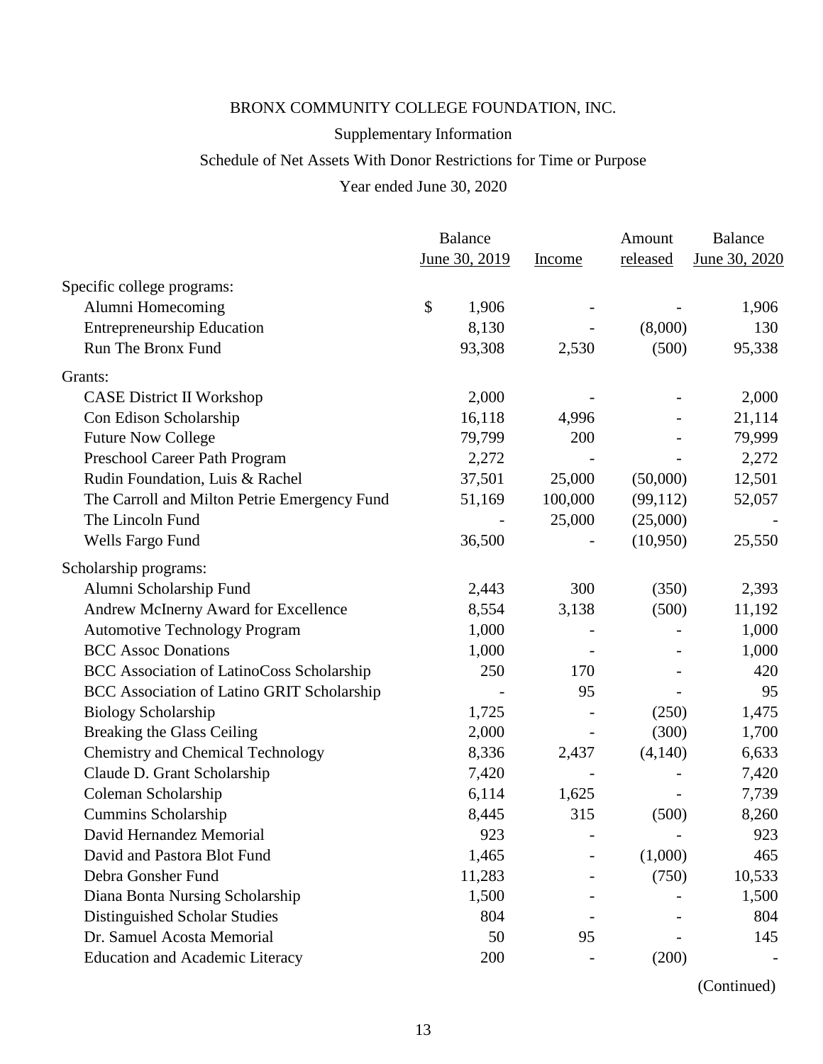BRONX COMMUNITY COLLEGE FOUNDATION, INC.

Supplementary Information

Schedule of Net Assets With Donor Restrictions for Time or Purpose

Year ended June 30, 2020

| | Balance June 30, 2019 | Income | Amount released | Balance June 30, 2020 |
|---|---|---|---|---|
| Specific college programs: | | | | |
| Alumni Homecoming | $ 1,906 | - | - | 1,906 |
| Entrepreneurship Education | 8,130 | - | (8,000) | 130 |
| Run The Bronx Fund | 93,308 | 2,530 | (500) | 95,338 |
| Grants: | | | | |
| CASE District II Workshop | 2,000 | - | - | 2,000 |
| Con Edison Scholarship | 16,118 | 4,996 | - | 21,114 |
| Future Now College | 79,799 | 200 | - | 79,999 |
| Preschool Career Path Program | 2,272 | - | - | 2,272 |
| Rudin Foundation, Luis & Rachel | 37,501 | 25,000 | (50,000) | 12,501 |
| The Carroll and Milton Petrie Emergency Fund | 51,169 | 100,000 | (99,112) | 52,057 |
| The Lincoln Fund | - | 25,000 | (25,000) | - |
| Wells Fargo Fund | 36,500 | - | (10,950) | 25,550 |
| Scholarship programs: | | | | |
| Alumni Scholarship Fund | 2,443 | 300 | (350) | 2,393 |
| Andrew McInerny Award for Excellence | 8,554 | 3,138 | (500) | 11,192 |
| Automotive Technology Program | 1,000 | - | - | 1,000 |
| BCC Assoc Donations | 1,000 | - | - | 1,000 |
| BCC Association of LatinoCoss Scholarship | 250 | 170 | - | 420 |
| BCC Association of Latino GRIT Scholarship | - | 95 | - | 95 |
| Biology Scholarship | 1,725 | - | (250) | 1,475 |
| Breaking the Glass Ceiling | 2,000 | - | (300) | 1,700 |
| Chemistry and Chemical Technology | 8,336 | 2,437 | (4,140) | 6,633 |
| Claude D. Grant Scholarship | 7,420 | - | - | 7,420 |
| Coleman Scholarship | 6,114 | 1,625 | - | 7,739 |
| Cummins Scholarship | 8,445 | 315 | (500) | 8,260 |
| David Hernandez Memorial | 923 | - | - | 923 |
| David and Pastora Blot Fund | 1,465 | - | (1,000) | 465 |
| Debra Gonsher Fund | 11,283 | - | (750) | 10,533 |
| Diana Bonta Nursing Scholarship | 1,500 | - | - | 1,500 |
| Distinguished Scholar Studies | 804 | - | - | 804 |
| Dr. Samuel Acosta Memorial | 50 | 95 | - | 145 |
| Education and Academic Literacy | 200 | - | (200) | - |

(Continued)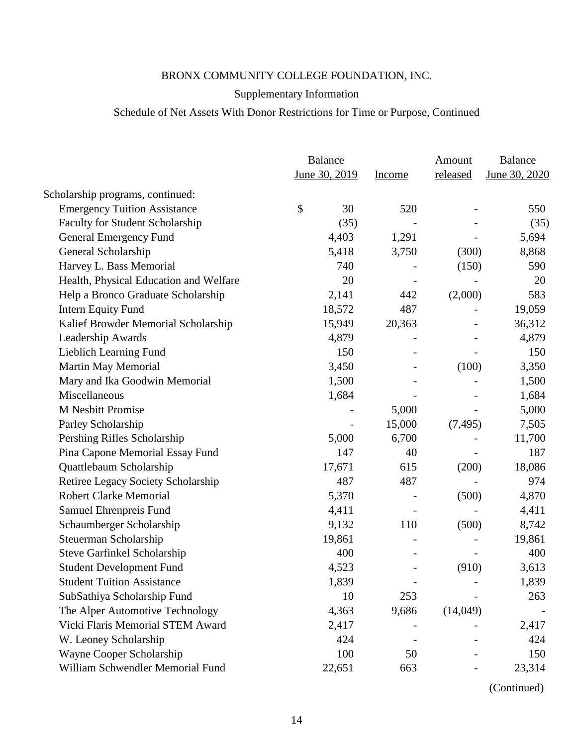BRONX COMMUNITY COLLEGE FOUNDATION, INC.

Supplementary Information

Schedule of Net Assets With Donor Restrictions for Time or Purpose, Continued

| | Balance June 30, 2019 | Income | Amount released | Balance June 30, 2020 |
|---|---|---|---|---|
| Scholarship programs, continued: | | | | |
| Emergency Tuition Assistance | $ 30 | 520 | - | 550 |
| Faculty for Student Scholarship | (35) | - | - | (35) |
| General Emergency Fund | 4,403 | 1,291 | - | 5,694 |
| General Scholarship | 5,418 | 3,750 | (300) | 8,868 |
| Harvey L. Bass Memorial | 740 | - | (150) | 590 |
| Health, Physical Education and Welfare | 20 | - | - | 20 |
| Help a Bronco Graduate Scholarship | 2,141 | 442 | (2,000) | 583 |
| Intern Equity Fund | 18,572 | 487 | - | 19,059 |
| Kalief Browder Memorial Scholarship | 15,949 | 20,363 | - | 36,312 |
| Leadership Awards | 4,879 | - | - | 4,879 |
| Lieblich Learning Fund | 150 | - | - | 150 |
| Martin May Memorial | 3,450 | - | (100) | 3,350 |
| Mary and Ika Goodwin Memorial | 1,500 | - | - | 1,500 |
| Miscellaneous | 1,684 | - | - | 1,684 |
| M Nesbitt Promise | - | 5,000 | - | 5,000 |
| Parley Scholarship | - | 15,000 | (7,495) | 7,505 |
| Pershing Rifles Scholarship | 5,000 | 6,700 | - | 11,700 |
| Pina Capone Memorial Essay Fund | 147 | 40 | - | 187 |
| Quattlebaum Scholarship | 17,671 | 615 | (200) | 18,086 |
| Retiree Legacy Society Scholarship | 487 | 487 | - | 974 |
| Robert Clarke Memorial | 5,370 | - | (500) | 4,870 |
| Samuel Ehrenpreis Fund | 4,411 | - | - | 4,411 |
| Schaumberger Scholarship | 9,132 | 110 | (500) | 8,742 |
| Steuerman Scholarship | 19,861 | - | - | 19,861 |
| Steve Garfinkel Scholarship | 400 | - | - | 400 |
| Student Development Fund | 4,523 | - | (910) | 3,613 |
| Student Tuition Assistance | 1,839 | - | - | 1,839 |
| SubSathiya Scholarship Fund | 10 | 253 | - | 263 |
| The Alper Automotive Technology | 4,363 | 9,686 | (14,049) | - |
| Vicki Flaris Memorial STEM Award | 2,417 | - | - | 2,417 |
| W. Leoney Scholarship | 424 | - | - | 424 |
| Wayne Cooper Scholarship | 100 | 50 | - | 150 |
| William Schwendler Memorial Fund | 22,651 | 663 | - | 23,314 |

(Continued)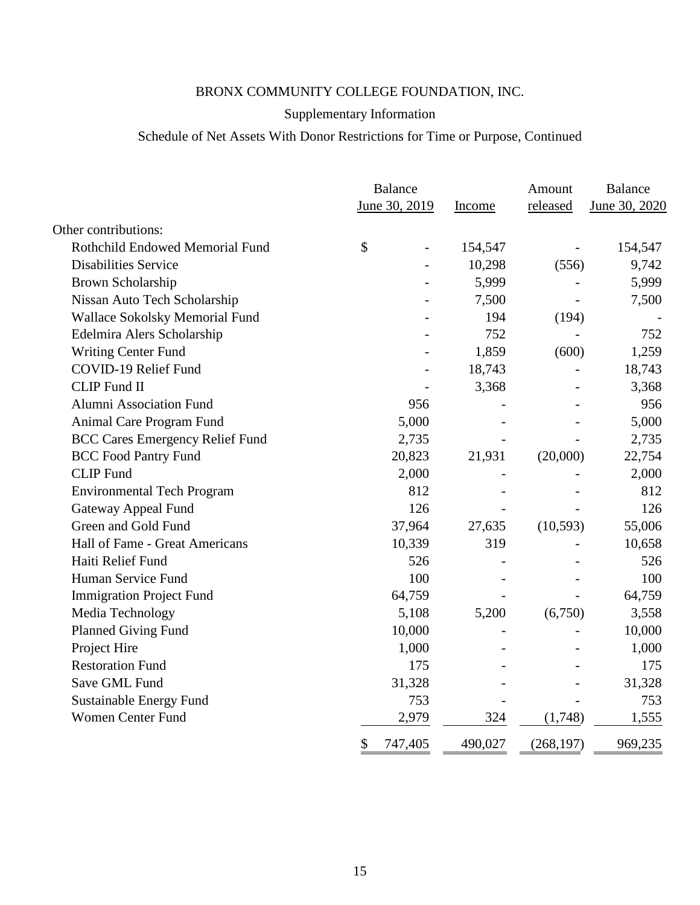BRONX COMMUNITY COLLEGE FOUNDATION, INC.

Supplementary Information

Schedule of Net Assets With Donor Restrictions for Time or Purpose, Continued

| | Balance June 30, 2019 | Income | Amount released | Balance June 30, 2020 |
|---|---|---|---|---|
| Other contributions: | | | | |
| Rothchild Endowed Memorial Fund | $ - | 154,547 | - | 154,547 |
| Disabilities Service | - | 10,298 | (556) | 9,742 |
| Brown Scholarship | - | 5,999 | - | 5,999 |
| Nissan Auto Tech Scholarship | - | 7,500 | - | 7,500 |
| Wallace Sokolsky Memorial Fund | - | 194 | (194) | - |
| Edelmira Alers Scholarship | - | 752 | - | 752 |
| Writing Center Fund | - | 1,859 | (600) | 1,259 |
| COVID-19 Relief Fund | - | 18,743 | - | 18,743 |
| CLIP Fund II | - | 3,368 | - | 3,368 |
| Alumni Association Fund | 956 | - | - | 956 |
| Animal Care Program Fund | 5,000 | - | - | 5,000 |
| BCC Cares Emergency Relief Fund | 2,735 | - | - | 2,735 |
| BCC Food Pantry Fund | 20,823 | 21,931 | (20,000) | 22,754 |
| CLIP Fund | 2,000 | - | - | 2,000 |
| Environmental Tech Program | 812 | - | - | 812 |
| Gateway Appeal Fund | 126 | - | - | 126 |
| Green and Gold Fund | 37,964 | 27,635 | (10,593) | 55,006 |
| Hall of Fame - Great Americans | 10,339 | 319 | - | 10,658 |
| Haiti Relief Fund | 526 | - | - | 526 |
| Human Service Fund | 100 | - | - | 100 |
| Immigration Project Fund | 64,759 | - | - | 64,759 |
| Media Technology | 5,108 | 5,200 | (6,750) | 3,558 |
| Planned Giving Fund | 10,000 | - | - | 10,000 |
| Project Hire | 1,000 | - | - | 1,000 |
| Restoration Fund | 175 | - | - | 175 |
| Save GML Fund | 31,328 | - | - | 31,328 |
| Sustainable Energy Fund | 753 | - | - | 753 |
| Women Center Fund | 2,979 | 324 | (1,748) | 1,555 |
| | $ 747,405 | 490,027 | (268,197) | 969,235 |